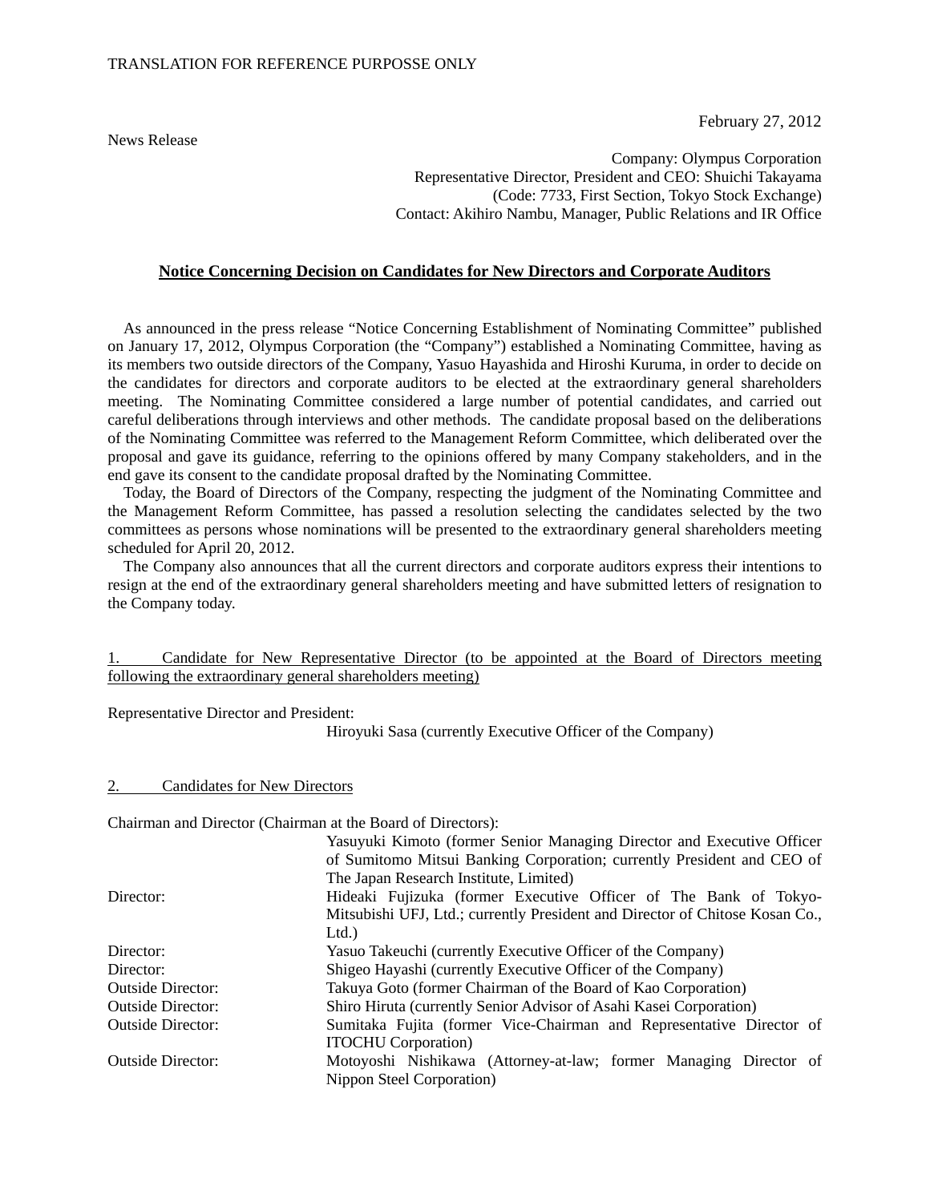TRANSLATION FOR REFERENCE PURPOSSE ONLY

February 27, 2012

News Release

Company: Olympus Corporation
Representative Director, President and CEO: Shuichi Takayama
(Code: 7733, First Section, Tokyo Stock Exchange)
Contact: Akihiro Nambu, Manager, Public Relations and IR Office

## Notice Concerning Decision on Candidates for New Directors and Corporate Auditors

As announced in the press release "Notice Concerning Establishment of Nominating Committee" published on January 17, 2012, Olympus Corporation (the "Company") established a Nominating Committee, having as its members two outside directors of the Company, Yasuo Hayashida and Hiroshi Kuruma, in order to decide on the candidates for directors and corporate auditors to be elected at the extraordinary general shareholders meeting. The Nominating Committee considered a large number of potential candidates, and carried out careful deliberations through interviews and other methods. The candidate proposal based on the deliberations of the Nominating Committee was referred to the Management Reform Committee, which deliberated over the proposal and gave its guidance, referring to the opinions offered by many Company stakeholders, and in the end gave its consent to the candidate proposal drafted by the Nominating Committee.

Today, the Board of Directors of the Company, respecting the judgment of the Nominating Committee and the Management Reform Committee, has passed a resolution selecting the candidates selected by the two committees as persons whose nominations will be presented to the extraordinary general shareholders meeting scheduled for April 20, 2012.

The Company also announces that all the current directors and corporate auditors express their intentions to resign at the end of the extraordinary general shareholders meeting and have submitted letters of resignation to the Company today.

### 1. Candidate for New Representative Director (to be appointed at the Board of Directors meeting following the extraordinary general shareholders meeting)

Representative Director and President:
Hiroyuki Sasa (currently Executive Officer of the Company)

### 2. Candidates for New Directors

Chairman and Director (Chairman at the Board of Directors):
Yasuyuki Kimoto (former Senior Managing Director and Executive Officer of Sumitomo Mitsui Banking Corporation; currently President and CEO of The Japan Research Institute, Limited)

| | |
|---|---|
| Director: | Hideaki Fujizuka (former Executive Officer of The Bank of Tokyo-Mitsubishi UFJ, Ltd.; currently President and Director of Chitose Kosan Co., Ltd.) |
| Director: | Yasuo Takeuchi (currently Executive Officer of the Company) |
| Director: | Shigeo Hayashi (currently Executive Officer of the Company) |
| Outside Director: | Takuya Goto (former Chairman of the Board of Kao Corporation) |
| Outside Director: | Shiro Hiruta (currently Senior Advisor of Asahi Kasei Corporation) |
| Outside Director: | Sumitaka Fujita (former Vice-Chairman and Representative Director of ITOCHU Corporation) |
| Outside Director: | Motoyoshi Nishikawa (Attorney-at-law; former Managing Director of Nippon Steel Corporation) |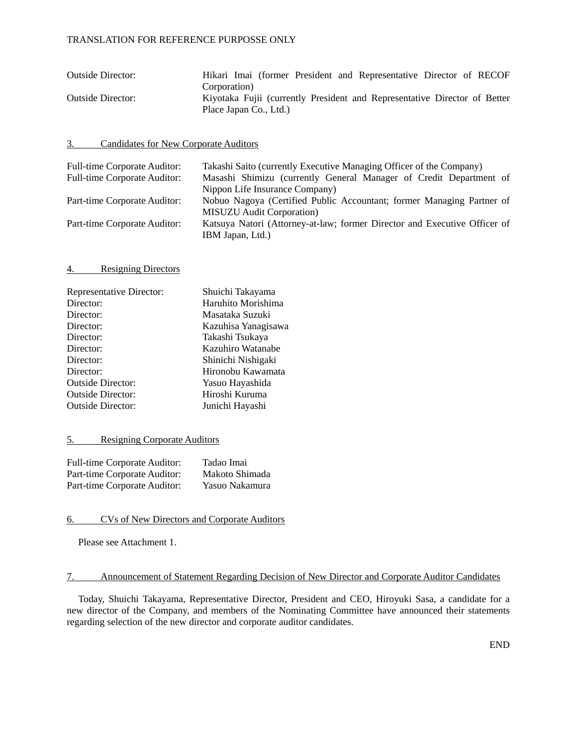| | |
|---|---|
| Outside Director: | Hikari Imai (former President and Representative Director of RECOF Corporation) |
| Outside Director: | Kiyotaka Fujii (currently President and Representative Director of Better Place Japan Co., Ltd.) |

3. Candidates for New Corporate Auditors

| | |
|---|---|
| Full-time Corporate Auditor: | Takashi Saito (currently Executive Managing Officer of the Company) |
| Full-time Corporate Auditor: | Masashi Shimizu (currently General Manager of Credit Department of Nippon Life Insurance Company) |
| Part-time Corporate Auditor: | Nobuo Nagoya (Certified Public Accountant; former Managing Partner of MISUZU Audit Corporation) |
| Part-time Corporate Auditor: | Katsuya Natori (Attorney-at-law; former Director and Executive Officer of IBM Japan, Ltd.) |

4. Resigning Directors

| | |
|---|---|
| Representative Director: | Shuichi Takayama |
| Director: | Haruhito Morishima |
| Director: | Masataka Suzuki |
| Director: | Kazuhisa Yanagisawa |
| Director: | Takashi Tsukaya |
| Director: | Kazuhiro Watanabe |
| Director: | Shinichi Nishigaki |
| Director: | Hironobu Kawamata |
| Outside Director: | Yasuo Hayashida |
| Outside Director: | Hiroshi Kuruma |
| Outside Director: | Junichi Hayashi |

5. Resigning Corporate Auditors

| | |
|---|---|
| Full-time Corporate Auditor: | Tadao Imai |
| Part-time Corporate Auditor: | Makoto Shimada |
| Part-time Corporate Auditor: | Yasuo Nakamura |

6. CVs of New Directors and Corporate Auditors

Please see Attachment 1.

7. Announcement of Statement Regarding Decision of New Director and Corporate Auditor Candidates

Today, Shuichi Takayama, Representative Director, President and CEO, Hiroyuki Sasa, a candidate for a new director of the Company, and members of the Nominating Committee have announced their statements regarding selection of the new director and corporate auditor candidates.

END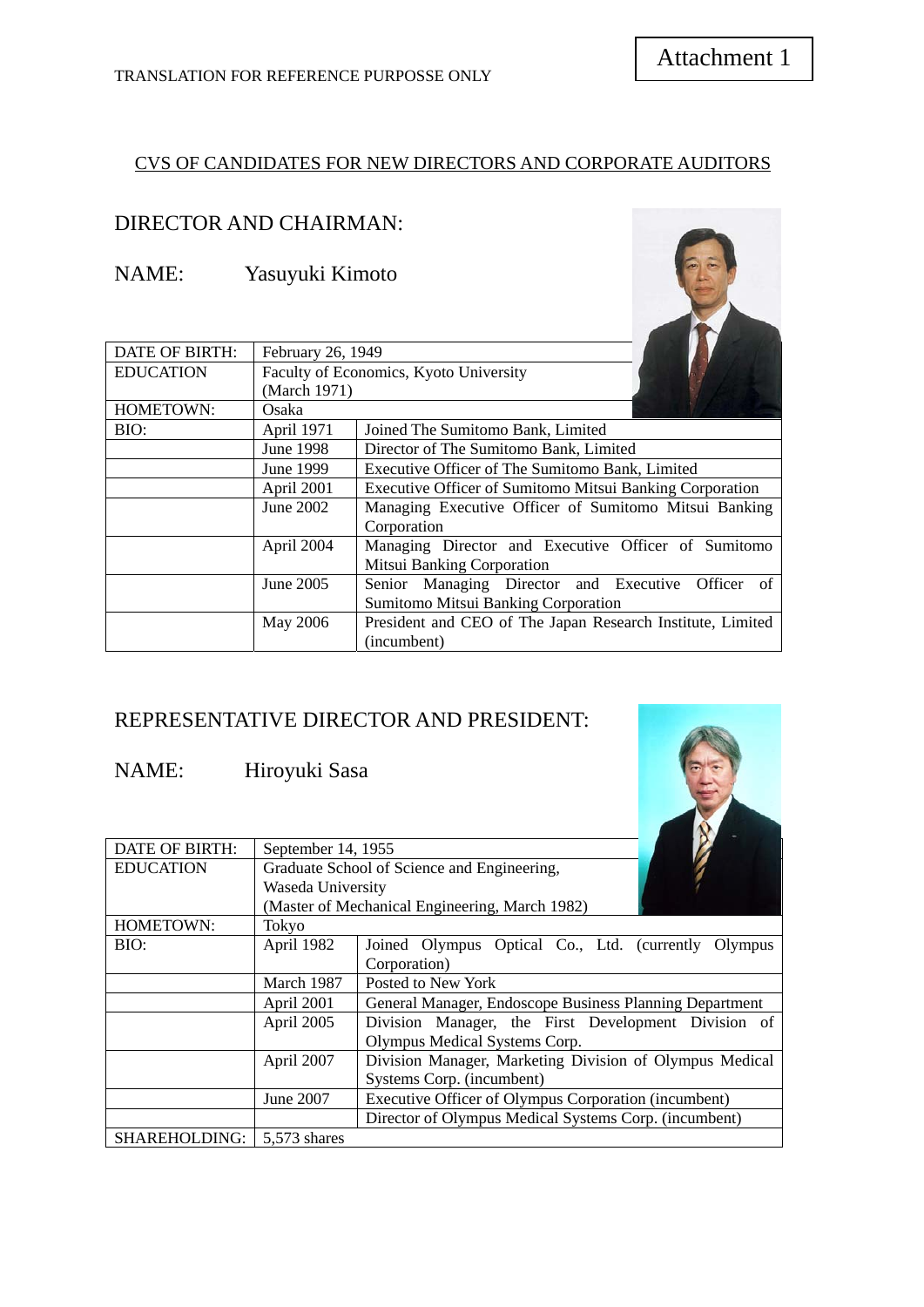Attachment 1

TRANSLATION FOR REFERENCE PURPOSSE ONLY

## CVS OF CANDIDATES FOR NEW DIRECTORS AND CORPORATE AUDITORS

### DIRECTOR AND CHAIRMAN:

NAME: Yasuyuki Kimoto

| | | |
|---|---|---|
| DATE OF BIRTH: | February 26, 1949 | |
| EDUCATION | Faculty of Economics, Kyoto University (March 1971) | |
| HOMETOWN: | Osaka | |
| BIO: | April 1971 | Joined The Sumitomo Bank, Limited |
| | June 1998 | Director of The Sumitomo Bank, Limited |
| | June 1999 | Executive Officer of The Sumitomo Bank, Limited |
| | April 2001 | Executive Officer of Sumitomo Mitsui Banking Corporation |
| | June 2002 | Managing Executive Officer of Sumitomo Mitsui Banking Corporation |
| | April 2004 | Managing Director and Executive Officer of Sumitomo Mitsui Banking Corporation |
| | June 2005 | Senior Managing Director and Executive Officer of Sumitomo Mitsui Banking Corporation |
| | May 2006 | President and CEO of The Japan Research Institute, Limited (incumbent) |

### REPRESENTATIVE DIRECTOR AND PRESIDENT:

NAME: Hiroyuki Sasa

| | | |
|---|---|---|
| DATE OF BIRTH: | September 14, 1955 | |
| EDUCATION | Graduate School of Science and Engineering, Waseda University (Master of Mechanical Engineering, March 1982) | |
| HOMETOWN: | Tokyo | |
| BIO: | April 1982 | Joined Olympus Optical Co., Ltd. (currently Olympus Corporation) |
| | March 1987 | Posted to New York |
| | April 2001 | General Manager, Endoscope Business Planning Department |
| | April 2005 | Division Manager, the First Development Division of Olympus Medical Systems Corp. |
| | April 2007 | Division Manager, Marketing Division of Olympus Medical Systems Corp. (incumbent) |
| | June 2007 | Executive Officer of Olympus Corporation (incumbent) |
| | | Director of Olympus Medical Systems Corp. (incumbent) |
| SHAREHOLDING: | 5,573 shares | |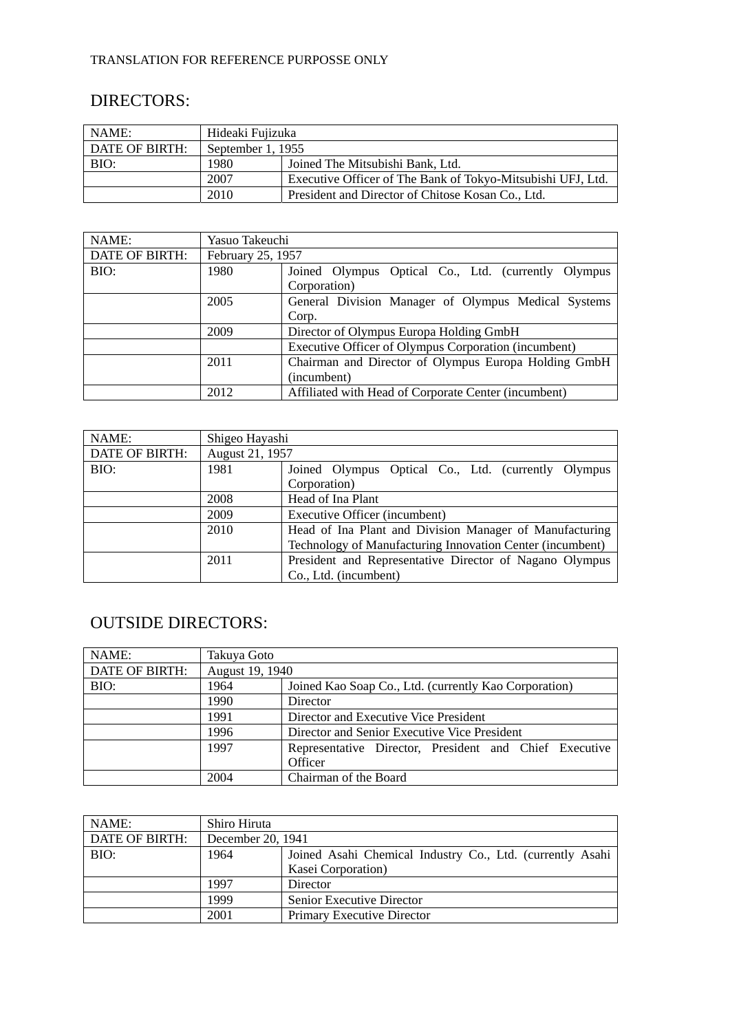TRANSLATION FOR REFERENCE PURPOSSE ONLY

## DIRECTORS:

| NAME: | Hideaki Fujizuka | |
|---|---|---|
| DATE OF BIRTH: | September 1, 1955 | |
| BIO: | 1980 | Joined The Mitsubishi Bank, Ltd. |
| | 2007 | Executive Officer of The Bank of Tokyo-Mitsubishi UFJ, Ltd. |
| | 2010 | President and Director of Chitose Kosan Co., Ltd. |

| NAME: | Yasuo Takeuchi | |
|---|---|---|
| DATE OF BIRTH: | February 25, 1957 | |
| BIO: | 1980 | Joined Olympus Optical Co., Ltd. (currently Olympus Corporation) |
| | 2005 | General Division Manager of Olympus Medical Systems Corp. |
| | 2009 | Director of Olympus Europa Holding GmbH |
| | | Executive Officer of Olympus Corporation (incumbent) |
| | 2011 | Chairman and Director of Olympus Europa Holding GmbH (incumbent) |
| | 2012 | Affiliated with Head of Corporate Center (incumbent) |

| NAME: | Shigeo Hayashi | |
|---|---|---|
| DATE OF BIRTH: | August 21, 1957 | |
| BIO: | 1981 | Joined Olympus Optical Co., Ltd. (currently Olympus Corporation) |
| | 2008 | Head of Ina Plant |
| | 2009 | Executive Officer (incumbent) |
| | 2010 | Head of Ina Plant and Division Manager of Manufacturing Technology of Manufacturing Innovation Center (incumbent) |
| | 2011 | President and Representative Director of Nagano Olympus Co., Ltd. (incumbent) |

## OUTSIDE DIRECTORS:

| NAME: | Takuya Goto | |
|---|---|---|
| DATE OF BIRTH: | August 19, 1940 | |
| BIO: | 1964 | Joined Kao Soap Co., Ltd. (currently Kao Corporation) |
| | 1990 | Director |
| | 1991 | Director and Executive Vice President |
| | 1996 | Director and Senior Executive Vice President |
| | 1997 | Representative Director, President and Chief Executive Officer |
| | 2004 | Chairman of the Board |

| NAME: | Shiro Hiruta | |
|---|---|---|
| DATE OF BIRTH: | December 20, 1941 | |
| BIO: | 1964 | Joined Asahi Chemical Industry Co., Ltd. (currently Asahi Kasei Corporation) |
| | 1997 | Director |
| | 1999 | Senior Executive Director |
| | 2001 | Primary Executive Director |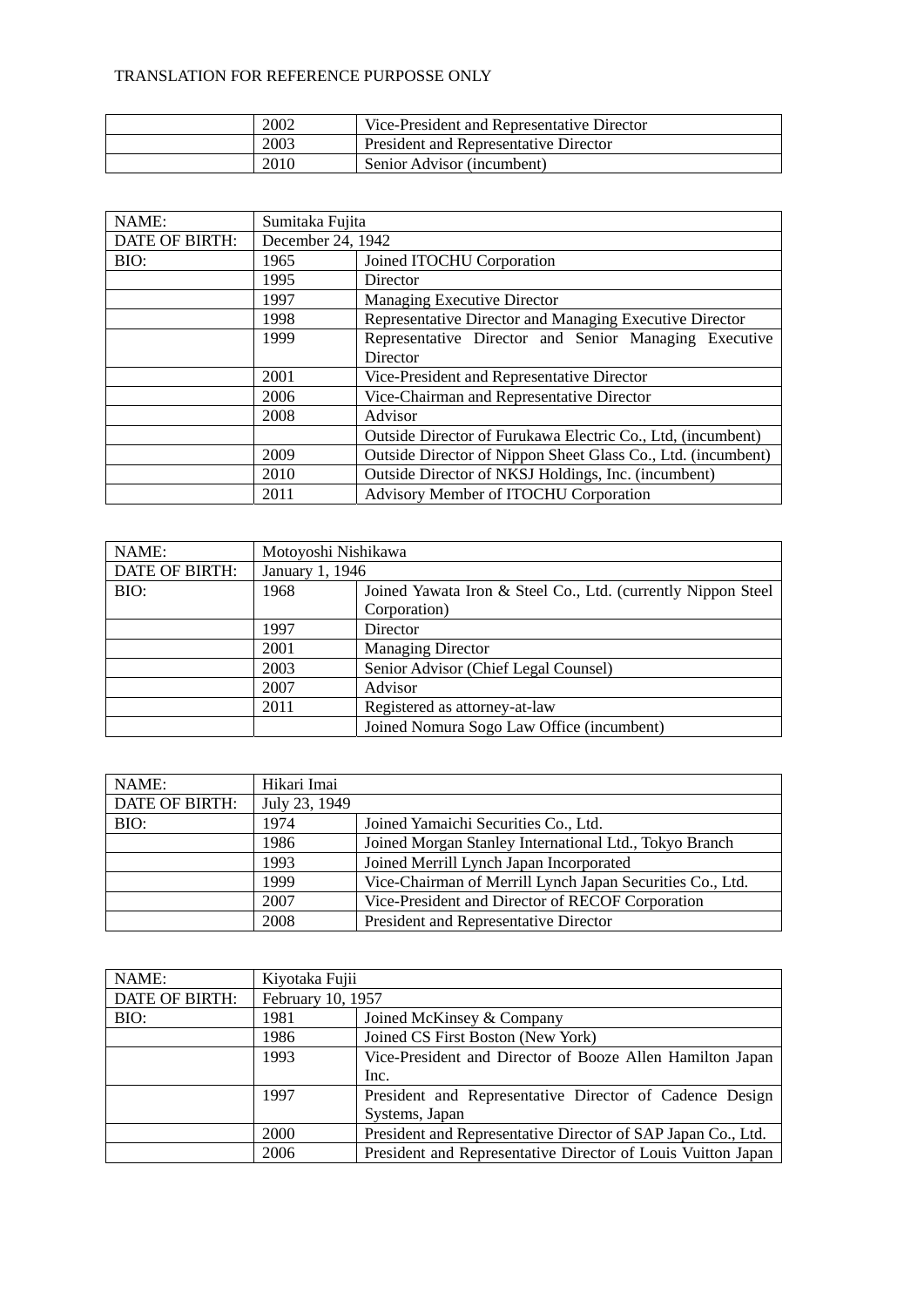TRANSLATION FOR REFERENCE PURPOSSE ONLY

| | | |
|---|---|---|
| | 2002 | Vice-President and Representative Director |
| | 2003 | President and Representative Director |
| | 2010 | Senior Advisor (incumbent) |

| NAME: | Sumitaka Fujita | |
|---|---|---|
| DATE OF BIRTH: | December 24, 1942 | |
| BIO: | 1965 | Joined ITOCHU Corporation |
| | 1995 | Director |
| | 1997 | Managing Executive Director |
| | 1998 | Representative Director and Managing Executive Director |
| | 1999 | Representative Director and Senior Managing Executive Director |
| | 2001 | Vice-President and Representative Director |
| | 2006 | Vice-Chairman and Representative Director |
| | 2008 | Advisor |
| | | Outside Director of Furukawa Electric Co., Ltd, (incumbent) |
| | 2009 | Outside Director of Nippon Sheet Glass Co., Ltd. (incumbent) |
| | 2010 | Outside Director of NKSJ Holdings, Inc. (incumbent) |
| | 2011 | Advisory Member of ITOCHU Corporation |

| NAME: | Motoyoshi Nishikawa | |
|---|---|---|
| DATE OF BIRTH: | January 1, 1946 | |
| BIO: | 1968 | Joined Yawata Iron & Steel Co., Ltd. (currently Nippon Steel Corporation) |
| | 1997 | Director |
| | 2001 | Managing Director |
| | 2003 | Senior Advisor (Chief Legal Counsel) |
| | 2007 | Advisor |
| | 2011 | Registered as attorney-at-law |
| | | Joined Nomura Sogo Law Office (incumbent) |

| NAME: | Hikari Imai | |
|---|---|---|
| DATE OF BIRTH: | July 23, 1949 | |
| BIO: | 1974 | Joined Yamaichi Securities Co., Ltd. |
| | 1986 | Joined Morgan Stanley International Ltd., Tokyo Branch |
| | 1993 | Joined Merrill Lynch Japan Incorporated |
| | 1999 | Vice-Chairman of Merrill Lynch Japan Securities Co., Ltd. |
| | 2007 | Vice-President and Director of RECOF Corporation |
| | 2008 | President and Representative Director |

| NAME: | Kiyotaka Fujii | |
|---|---|---|
| DATE OF BIRTH: | February 10, 1957 | |
| BIO: | 1981 | Joined McKinsey & Company |
| | 1986 | Joined CS First Boston (New York) |
| | 1993 | Vice-President and Director of Booze Allen Hamilton Japan Inc. |
| | 1997 | President and Representative Director of Cadence Design Systems, Japan |
| | 2000 | President and Representative Director of SAP Japan Co., Ltd. |
| | 2006 | President and Representative Director of Louis Vuitton Japan |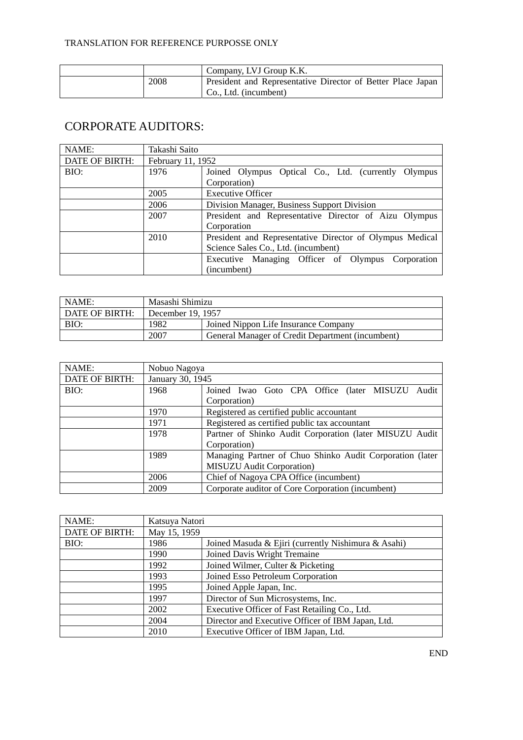| | | Company, LVJ Group K.K. |
|---|---|---|
| | 2008 | President and Representative Director of Better Place Japan Co., Ltd. (incumbent) |

## CORPORATE AUDITORS:

| NAME: | Takashi Saito | |
|---|---|---|
| DATE OF BIRTH: | February 11, 1952 | |
| BIO: | 1976 | Joined Olympus Optical Co., Ltd. (currently Olympus Corporation) |
| | 2005 | Executive Officer |
| | 2006 | Division Manager, Business Support Division |
| | 2007 | President and Representative Director of Aizu Olympus Corporation |
| | 2010 | President and Representative Director of Olympus Medical Science Sales Co., Ltd. (incumbent) |
| | | Executive Managing Officer of Olympus Corporation (incumbent) |

| NAME: | Masashi Shimizu | |
|---|---|---|
| DATE OF BIRTH: | December 19, 1957 | |
| BIO: | 1982 | Joined Nippon Life Insurance Company |
| | 2007 | General Manager of Credit Department (incumbent) |

| NAME: | Nobuo Nagoya | |
|---|---|---|
| DATE OF BIRTH: | January 30, 1945 | |
| BIO: | 1968 | Joined Iwao Goto CPA Office (later MISUZU Audit Corporation) |
| | 1970 | Registered as certified public accountant |
| | 1971 | Registered as certified public tax accountant |
| | 1978 | Partner of Shinko Audit Corporation (later MISUZU Audit Corporation) |
| | 1989 | Managing Partner of Chuo Shinko Audit Corporation (later MISUZU Audit Corporation) |
| | 2006 | Chief of Nagoya CPA Office (incumbent) |
| | 2009 | Corporate auditor of Core Corporation (incumbent) |

| NAME: | Katsuya Natori | |
|---|---|---|
| DATE OF BIRTH: | May 15, 1959 | |
| BIO: | 1986 | Joined Masuda & Ejiri (currently Nishimura & Asahi) |
| | 1990 | Joined Davis Wright Tremaine |
| | 1992 | Joined Wilmer, Culter & Picketing |
| | 1993 | Joined Esso Petroleum Corporation |
| | 1995 | Joined Apple Japan, Inc. |
| | 1997 | Director of Sun Microsystems, Inc. |
| | 2002 | Executive Officer of Fast Retailing Co., Ltd. |
| | 2004 | Director and Executive Officer of IBM Japan, Ltd. |
| | 2010 | Executive Officer of IBM Japan, Ltd. |

END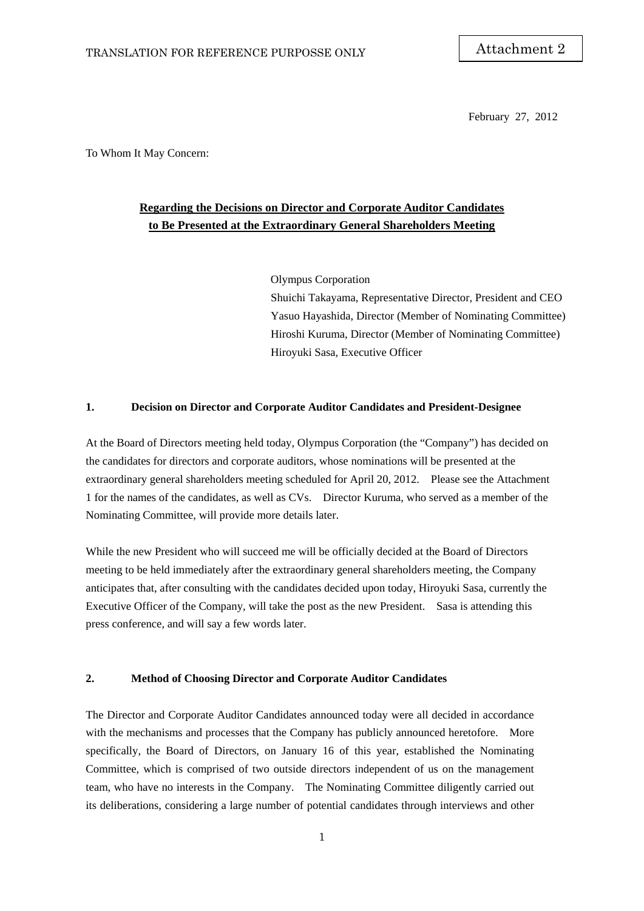TRANSLATION FOR REFERENCE PURPOSSE ONLY

Attachment 2

February 27, 2012

To Whom It May Concern:

**Regarding the Decisions on Director and Corporate Auditor Candidates to Be Presented at the Extraordinary General Shareholders Meeting**

Olympus Corporation
Shuichi Takayama, Representative Director, President and CEO
Yasuo Hayashida, Director (Member of Nominating Committee)
Hiroshi Kuruma, Director (Member of Nominating Committee)
Hiroyuki Sasa, Executive Officer

**1. Decision on Director and Corporate Auditor Candidates and President-Designee**

At the Board of Directors meeting held today, Olympus Corporation (the "Company") has decided on the candidates for directors and corporate auditors, whose nominations will be presented at the extraordinary general shareholders meeting scheduled for April 20, 2012. Please see the Attachment 1 for the names of the candidates, as well as CVs. Director Kuruma, who served as a member of the Nominating Committee, will provide more details later.

While the new President who will succeed me will be officially decided at the Board of Directors meeting to be held immediately after the extraordinary general shareholders meeting, the Company anticipates that, after consulting with the candidates decided upon today, Hiroyuki Sasa, currently the Executive Officer of the Company, will take the post as the new President. Sasa is attending this press conference, and will say a few words later.

**2. Method of Choosing Director and Corporate Auditor Candidates**

The Director and Corporate Auditor Candidates announced today were all decided in accordance with the mechanisms and processes that the Company has publicly announced heretofore. More specifically, the Board of Directors, on January 16 of this year, established the Nominating Committee, which is comprised of two outside directors independent of us on the management team, who have no interests in the Company. The Nominating Committee diligently carried out its deliberations, considering a large number of potential candidates through interviews and other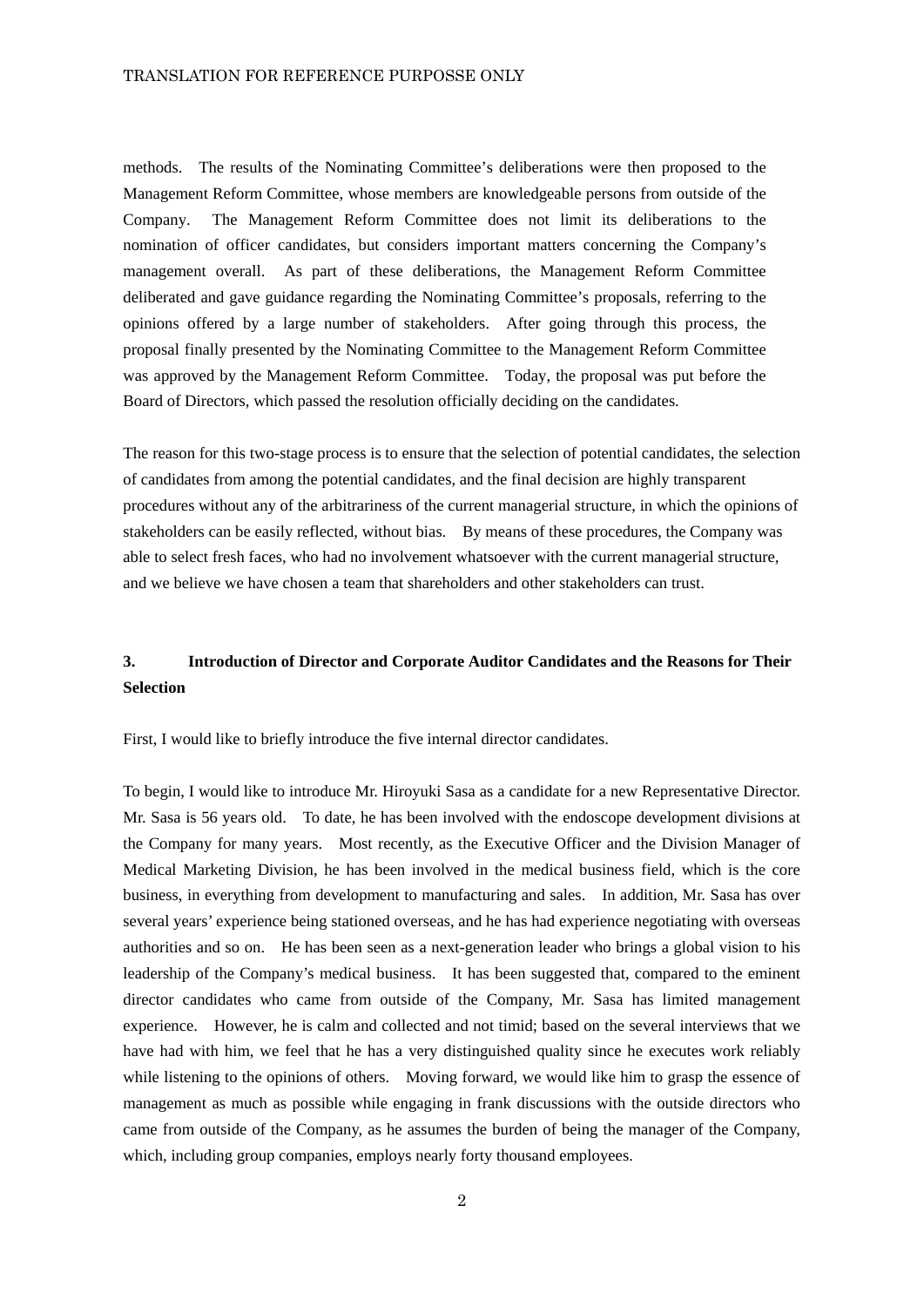methods. The results of the Nominating Committee's deliberations were then proposed to the Management Reform Committee, whose members are knowledgeable persons from outside of the Company. The Management Reform Committee does not limit its deliberations to the nomination of officer candidates, but considers important matters concerning the Company's management overall. As part of these deliberations, the Management Reform Committee deliberated and gave guidance regarding the Nominating Committee's proposals, referring to the opinions offered by a large number of stakeholders. After going through this process, the proposal finally presented by the Nominating Committee to the Management Reform Committee was approved by the Management Reform Committee. Today, the proposal was put before the Board of Directors, which passed the resolution officially deciding on the candidates.

The reason for this two-stage process is to ensure that the selection of potential candidates, the selection of candidates from among the potential candidates, and the final decision are highly transparent procedures without any of the arbitrariness of the current managerial structure, in which the opinions of stakeholders can be easily reflected, without bias. By means of these procedures, the Company was able to select fresh faces, who had no involvement whatsoever with the current managerial structure, and we believe we have chosen a team that shareholders and other stakeholders can trust.

## 3. Introduction of Director and Corporate Auditor Candidates and the Reasons for Their Selection

First, I would like to briefly introduce the five internal director candidates.

To begin, I would like to introduce Mr. Hiroyuki Sasa as a candidate for a new Representative Director. Mr. Sasa is 56 years old. To date, he has been involved with the endoscope development divisions at the Company for many years. Most recently, as the Executive Officer and the Division Manager of Medical Marketing Division, he has been involved in the medical business field, which is the core business, in everything from development to manufacturing and sales. In addition, Mr. Sasa has over several years' experience being stationed overseas, and he has had experience negotiating with overseas authorities and so on. He has been seen as a next-generation leader who brings a global vision to his leadership of the Company's medical business. It has been suggested that, compared to the eminent director candidates who came from outside of the Company, Mr. Sasa has limited management experience. However, he is calm and collected and not timid; based on the several interviews that we have had with him, we feel that he has a very distinguished quality since he executes work reliably while listening to the opinions of others. Moving forward, we would like him to grasp the essence of management as much as possible while engaging in frank discussions with the outside directors who came from outside of the Company, as he assumes the burden of being the manager of the Company, which, including group companies, employs nearly forty thousand employees.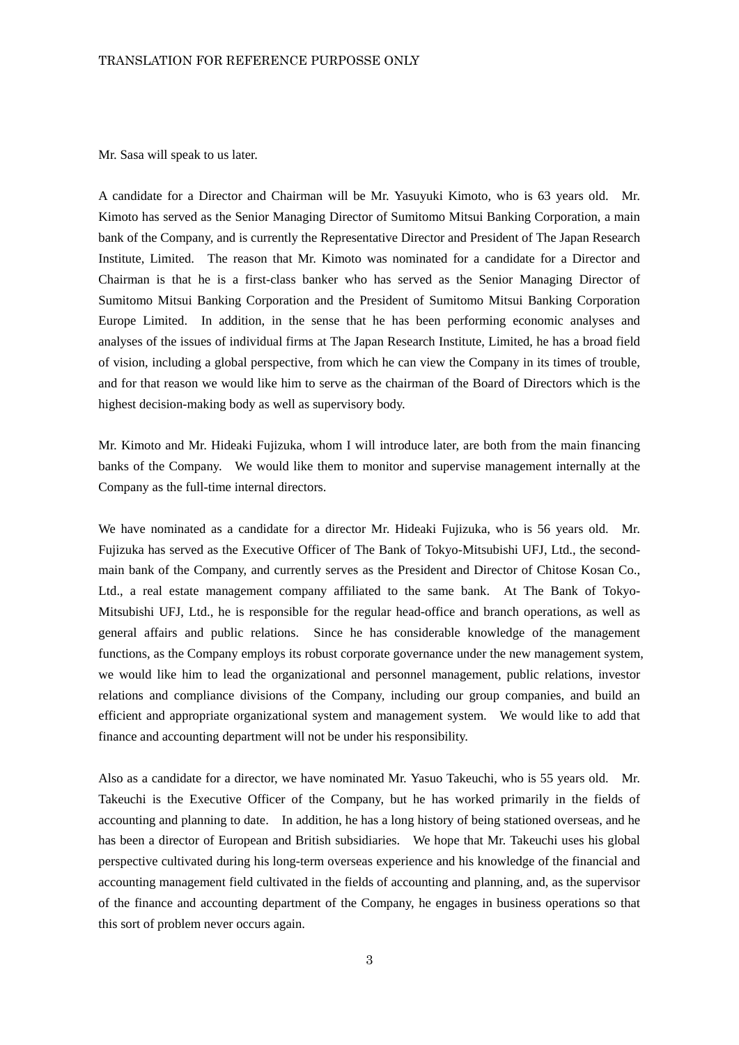Mr. Sasa will speak to us later.

A candidate for a Director and Chairman will be Mr. Yasuyuki Kimoto, who is 63 years old. Mr. Kimoto has served as the Senior Managing Director of Sumitomo Mitsui Banking Corporation, a main bank of the Company, and is currently the Representative Director and President of The Japan Research Institute, Limited. The reason that Mr. Kimoto was nominated for a candidate for a Director and Chairman is that he is a first-class banker who has served as the Senior Managing Director of Sumitomo Mitsui Banking Corporation and the President of Sumitomo Mitsui Banking Corporation Europe Limited. In addition, in the sense that he has been performing economic analyses and analyses of the issues of individual firms at The Japan Research Institute, Limited, he has a broad field of vision, including a global perspective, from which he can view the Company in its times of trouble, and for that reason we would like him to serve as the chairman of the Board of Directors which is the highest decision-making body as well as supervisory body.

Mr. Kimoto and Mr. Hideaki Fujizuka, whom I will introduce later, are both from the main financing banks of the Company. We would like them to monitor and supervise management internally at the Company as the full-time internal directors.

We have nominated as a candidate for a director Mr. Hideaki Fujizuka, who is 56 years old. Mr. Fujizuka has served as the Executive Officer of The Bank of Tokyo-Mitsubishi UFJ, Ltd., the second-main bank of the Company, and currently serves as the President and Director of Chitose Kosan Co., Ltd., a real estate management company affiliated to the same bank. At The Bank of Tokyo-Mitsubishi UFJ, Ltd., he is responsible for the regular head-office and branch operations, as well as general affairs and public relations. Since he has considerable knowledge of the management functions, as the Company employs its robust corporate governance under the new management system, we would like him to lead the organizational and personnel management, public relations, investor relations and compliance divisions of the Company, including our group companies, and build an efficient and appropriate organizational system and management system. We would like to add that finance and accounting department will not be under his responsibility.

Also as a candidate for a director, we have nominated Mr. Yasuo Takeuchi, who is 55 years old. Mr. Takeuchi is the Executive Officer of the Company, but he has worked primarily in the fields of accounting and planning to date. In addition, he has a long history of being stationed overseas, and he has been a director of European and British subsidiaries. We hope that Mr. Takeuchi uses his global perspective cultivated during his long-term overseas experience and his knowledge of the financial and accounting management field cultivated in the fields of accounting and planning, and, as the supervisor of the finance and accounting department of the Company, he engages in business operations so that this sort of problem never occurs again.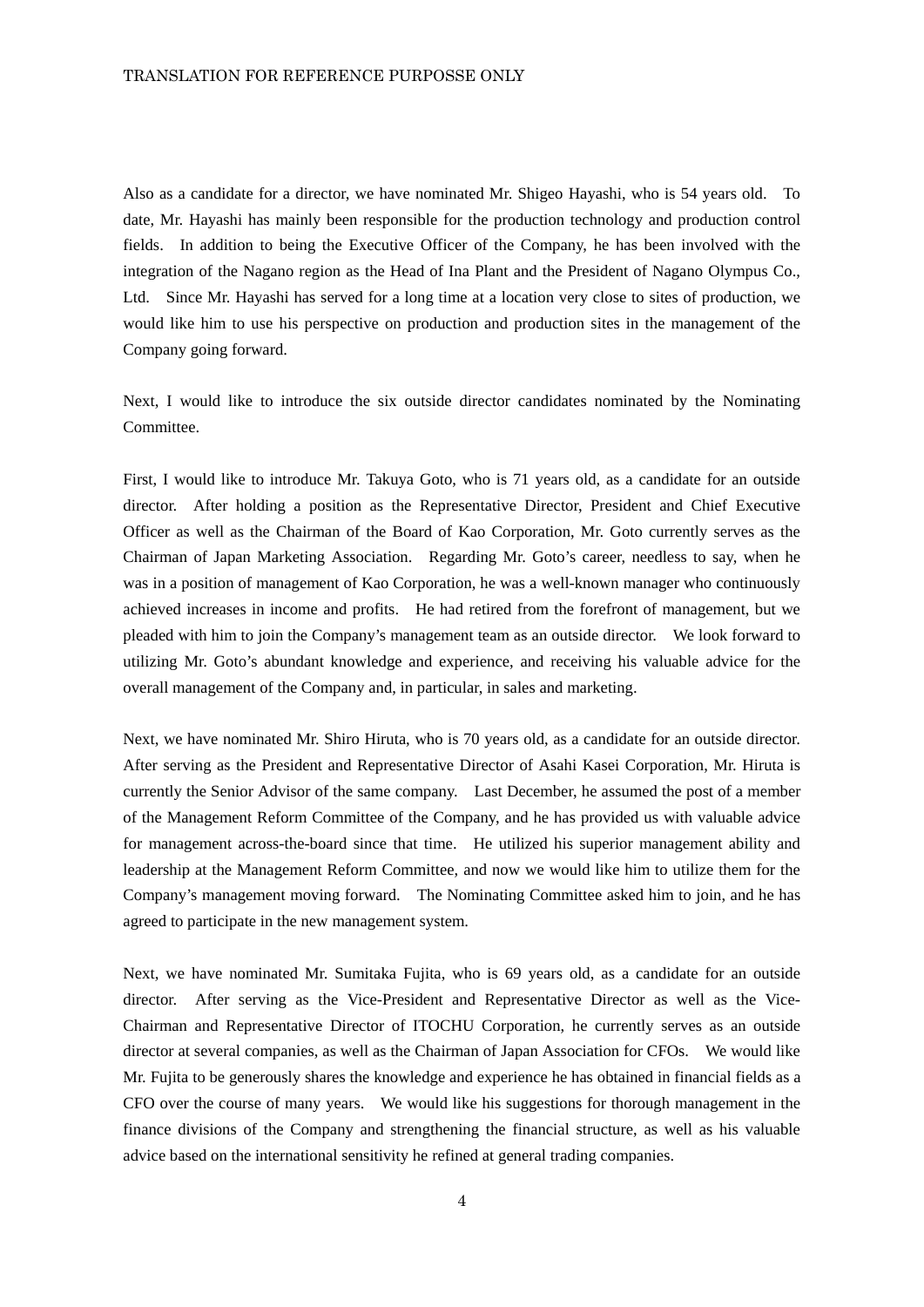Also as a candidate for a director, we have nominated Mr. Shigeo Hayashi, who is 54 years old. To date, Mr. Hayashi has mainly been responsible for the production technology and production control fields. In addition to being the Executive Officer of the Company, he has been involved with the integration of the Nagano region as the Head of Ina Plant and the President of Nagano Olympus Co., Ltd. Since Mr. Hayashi has served for a long time at a location very close to sites of production, we would like him to use his perspective on production and production sites in the management of the Company going forward.

Next, I would like to introduce the six outside director candidates nominated by the Nominating Committee.

First, I would like to introduce Mr. Takuya Goto, who is 71 years old, as a candidate for an outside director. After holding a position as the Representative Director, President and Chief Executive Officer as well as the Chairman of the Board of Kao Corporation, Mr. Goto currently serves as the Chairman of Japan Marketing Association. Regarding Mr. Goto's career, needless to say, when he was in a position of management of Kao Corporation, he was a well-known manager who continuously achieved increases in income and profits. He had retired from the forefront of management, but we pleaded with him to join the Company's management team as an outside director. We look forward to utilizing Mr. Goto's abundant knowledge and experience, and receiving his valuable advice for the overall management of the Company and, in particular, in sales and marketing.

Next, we have nominated Mr. Shiro Hiruta, who is 70 years old, as a candidate for an outside director. After serving as the President and Representative Director of Asahi Kasei Corporation, Mr. Hiruta is currently the Senior Advisor of the same company. Last December, he assumed the post of a member of the Management Reform Committee of the Company, and he has provided us with valuable advice for management across-the-board since that time. He utilized his superior management ability and leadership at the Management Reform Committee, and now we would like him to utilize them for the Company's management moving forward. The Nominating Committee asked him to join, and he has agreed to participate in the new management system.

Next, we have nominated Mr. Sumitaka Fujita, who is 69 years old, as a candidate for an outside director. After serving as the Vice-President and Representative Director as well as the Vice-Chairman and Representative Director of ITOCHU Corporation, he currently serves as an outside director at several companies, as well as the Chairman of Japan Association for CFOs. We would like Mr. Fujita to be generously shares the knowledge and experience he has obtained in financial fields as a CFO over the course of many years. We would like his suggestions for thorough management in the finance divisions of the Company and strengthening the financial structure, as well as his valuable advice based on the international sensitivity he refined at general trading companies.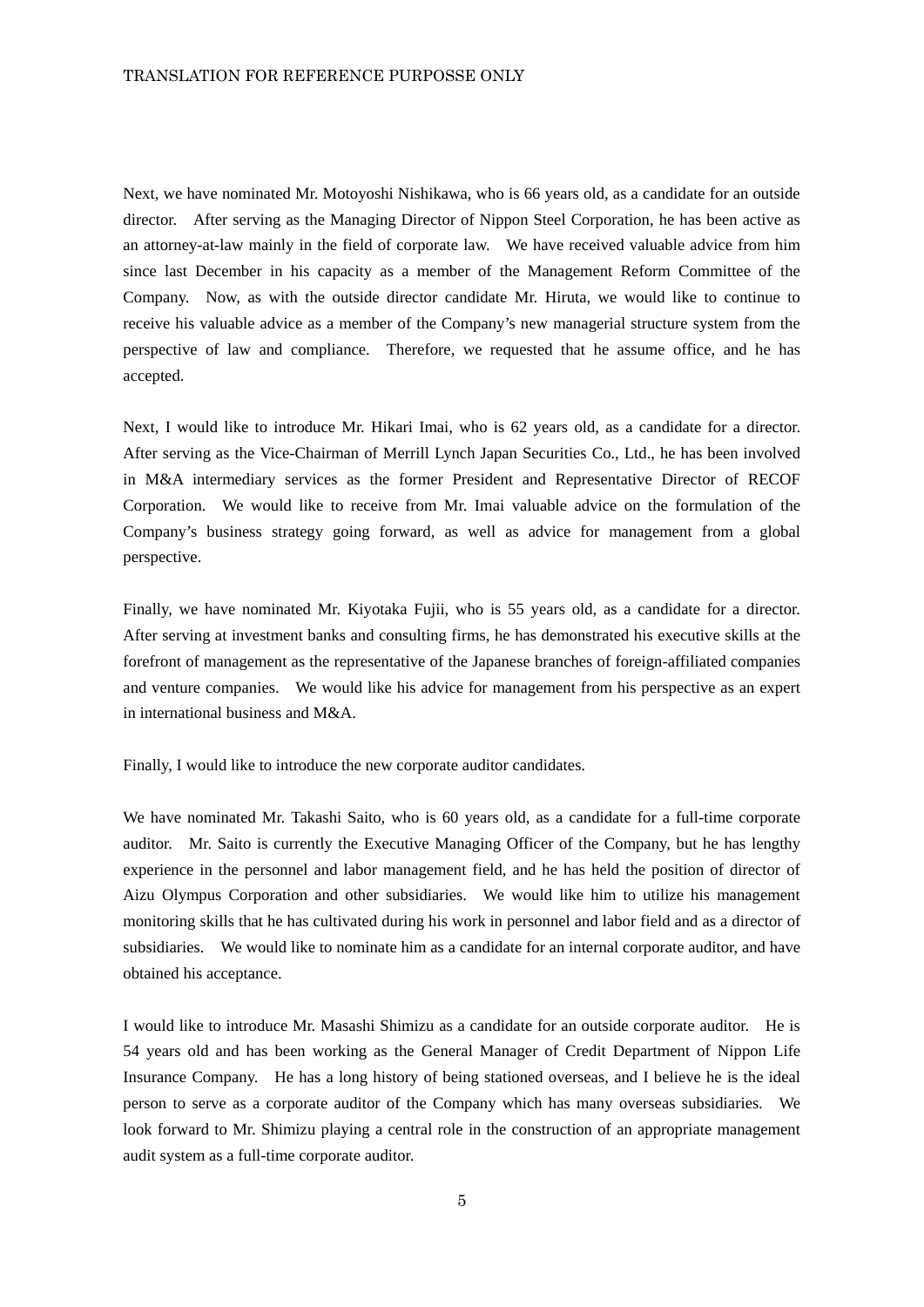Next, we have nominated Mr. Motoyoshi Nishikawa, who is 66 years old, as a candidate for an outside director. After serving as the Managing Director of Nippon Steel Corporation, he has been active as an attorney-at-law mainly in the field of corporate law. We have received valuable advice from him since last December in his capacity as a member of the Management Reform Committee of the Company. Now, as with the outside director candidate Mr. Hiruta, we would like to continue to receive his valuable advice as a member of the Company's new managerial structure system from the perspective of law and compliance. Therefore, we requested that he assume office, and he has accepted.

Next, I would like to introduce Mr. Hikari Imai, who is 62 years old, as a candidate for a director. After serving as the Vice-Chairman of Merrill Lynch Japan Securities Co., Ltd., he has been involved in M&A intermediary services as the former President and Representative Director of RECOF Corporation. We would like to receive from Mr. Imai valuable advice on the formulation of the Company's business strategy going forward, as well as advice for management from a global perspective.

Finally, we have nominated Mr. Kiyotaka Fujii, who is 55 years old, as a candidate for a director. After serving at investment banks and consulting firms, he has demonstrated his executive skills at the forefront of management as the representative of the Japanese branches of foreign-affiliated companies and venture companies. We would like his advice for management from his perspective as an expert in international business and M&A.

Finally, I would like to introduce the new corporate auditor candidates.

We have nominated Mr. Takashi Saito, who is 60 years old, as a candidate for a full-time corporate auditor. Mr. Saito is currently the Executive Managing Officer of the Company, but he has lengthy experience in the personnel and labor management field, and he has held the position of director of Aizu Olympus Corporation and other subsidiaries. We would like him to utilize his management monitoring skills that he has cultivated during his work in personnel and labor field and as a director of subsidiaries. We would like to nominate him as a candidate for an internal corporate auditor, and have obtained his acceptance.

I would like to introduce Mr. Masashi Shimizu as a candidate for an outside corporate auditor. He is 54 years old and has been working as the General Manager of Credit Department of Nippon Life Insurance Company. He has a long history of being stationed overseas, and I believe he is the ideal person to serve as a corporate auditor of the Company which has many overseas subsidiaries. We look forward to Mr. Shimizu playing a central role in the construction of an appropriate management audit system as a full-time corporate auditor.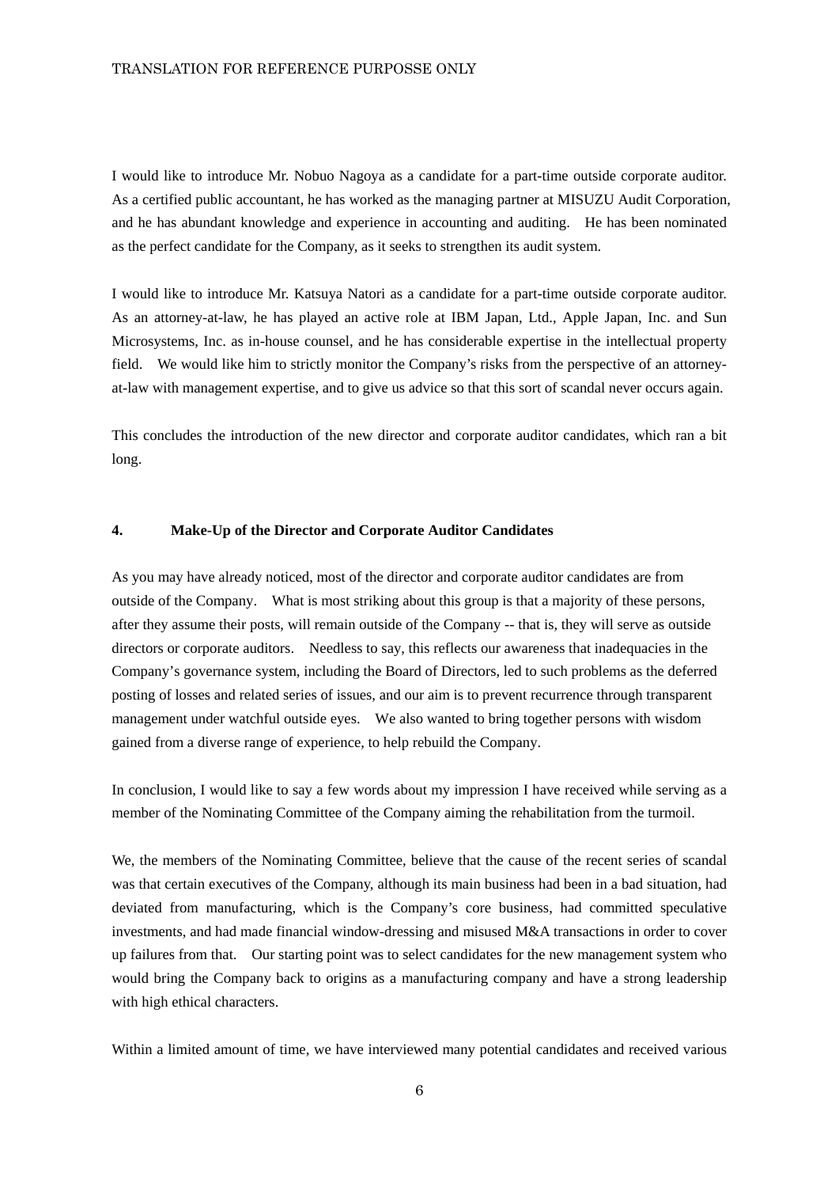I would like to introduce Mr. Nobuo Nagoya as a candidate for a part-time outside corporate auditor. As a certified public accountant, he has worked as the managing partner at MISUZU Audit Corporation, and he has abundant knowledge and experience in accounting and auditing. He has been nominated as the perfect candidate for the Company, as it seeks to strengthen its audit system.

I would like to introduce Mr. Katsuya Natori as a candidate for a part-time outside corporate auditor. As an attorney-at-law, he has played an active role at IBM Japan, Ltd., Apple Japan, Inc. and Sun Microsystems, Inc. as in-house counsel, and he has considerable expertise in the intellectual property field. We would like him to strictly monitor the Company's risks from the perspective of an attorney-at-law with management expertise, and to give us advice so that this sort of scandal never occurs again.

This concludes the introduction of the new director and corporate auditor candidates, which ran a bit long.

### 4. Make-Up of the Director and Corporate Auditor Candidates

As you may have already noticed, most of the director and corporate auditor candidates are from outside of the Company. What is most striking about this group is that a majority of these persons, after they assume their posts, will remain outside of the Company -- that is, they will serve as outside directors or corporate auditors. Needless to say, this reflects our awareness that inadequacies in the Company's governance system, including the Board of Directors, led to such problems as the deferred posting of losses and related series of issues, and our aim is to prevent recurrence through transparent management under watchful outside eyes. We also wanted to bring together persons with wisdom gained from a diverse range of experience, to help rebuild the Company.

In conclusion, I would like to say a few words about my impression I have received while serving as a member of the Nominating Committee of the Company aiming the rehabilitation from the turmoil.

We, the members of the Nominating Committee, believe that the cause of the recent series of scandal was that certain executives of the Company, although its main business had been in a bad situation, had deviated from manufacturing, which is the Company's core business, had committed speculative investments, and had made financial window-dressing and misused M&A transactions in order to cover up failures from that. Our starting point was to select candidates for the new management system who would bring the Company back to origins as a manufacturing company and have a strong leadership with high ethical characters.

Within a limited amount of time, we have interviewed many potential candidates and received various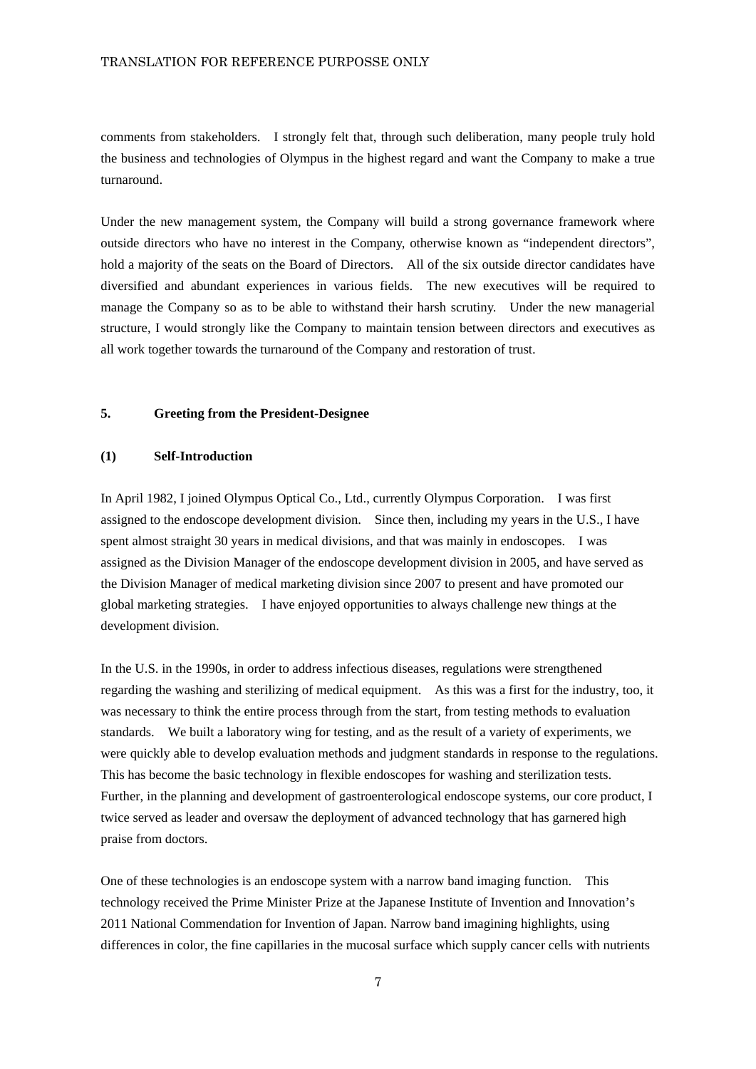comments from stakeholders. I strongly felt that, through such deliberation, many people truly hold the business and technologies of Olympus in the highest regard and want the Company to make a true turnaround.

Under the new management system, the Company will build a strong governance framework where outside directors who have no interest in the Company, otherwise known as "independent directors", hold a majority of the seats on the Board of Directors. All of the six outside director candidates have diversified and abundant experiences in various fields. The new executives will be required to manage the Company so as to be able to withstand their harsh scrutiny. Under the new managerial structure, I would strongly like the Company to maintain tension between directors and executives as all work together towards the turnaround of the Company and restoration of trust.

## 5. Greeting from the President-Designee

### (1) Self-Introduction

In April 1982, I joined Olympus Optical Co., Ltd., currently Olympus Corporation. I was first assigned to the endoscope development division. Since then, including my years in the U.S., I have spent almost straight 30 years in medical divisions, and that was mainly in endoscopes. I was assigned as the Division Manager of the endoscope development division in 2005, and have served as the Division Manager of medical marketing division since 2007 to present and have promoted our global marketing strategies. I have enjoyed opportunities to always challenge new things at the development division.

In the U.S. in the 1990s, in order to address infectious diseases, regulations were strengthened regarding the washing and sterilizing of medical equipment. As this was a first for the industry, too, it was necessary to think the entire process through from the start, from testing methods to evaluation standards. We built a laboratory wing for testing, and as the result of a variety of experiments, we were quickly able to develop evaluation methods and judgment standards in response to the regulations. This has become the basic technology in flexible endoscopes for washing and sterilization tests. Further, in the planning and development of gastroenterological endoscope systems, our core product, I twice served as leader and oversaw the deployment of advanced technology that has garnered high praise from doctors.

One of these technologies is an endoscope system with a narrow band imaging function. This technology received the Prime Minister Prize at the Japanese Institute of Invention and Innovation's 2011 National Commendation for Invention of Japan. Narrow band imagining highlights, using differences in color, the fine capillaries in the mucosal surface which supply cancer cells with nutrients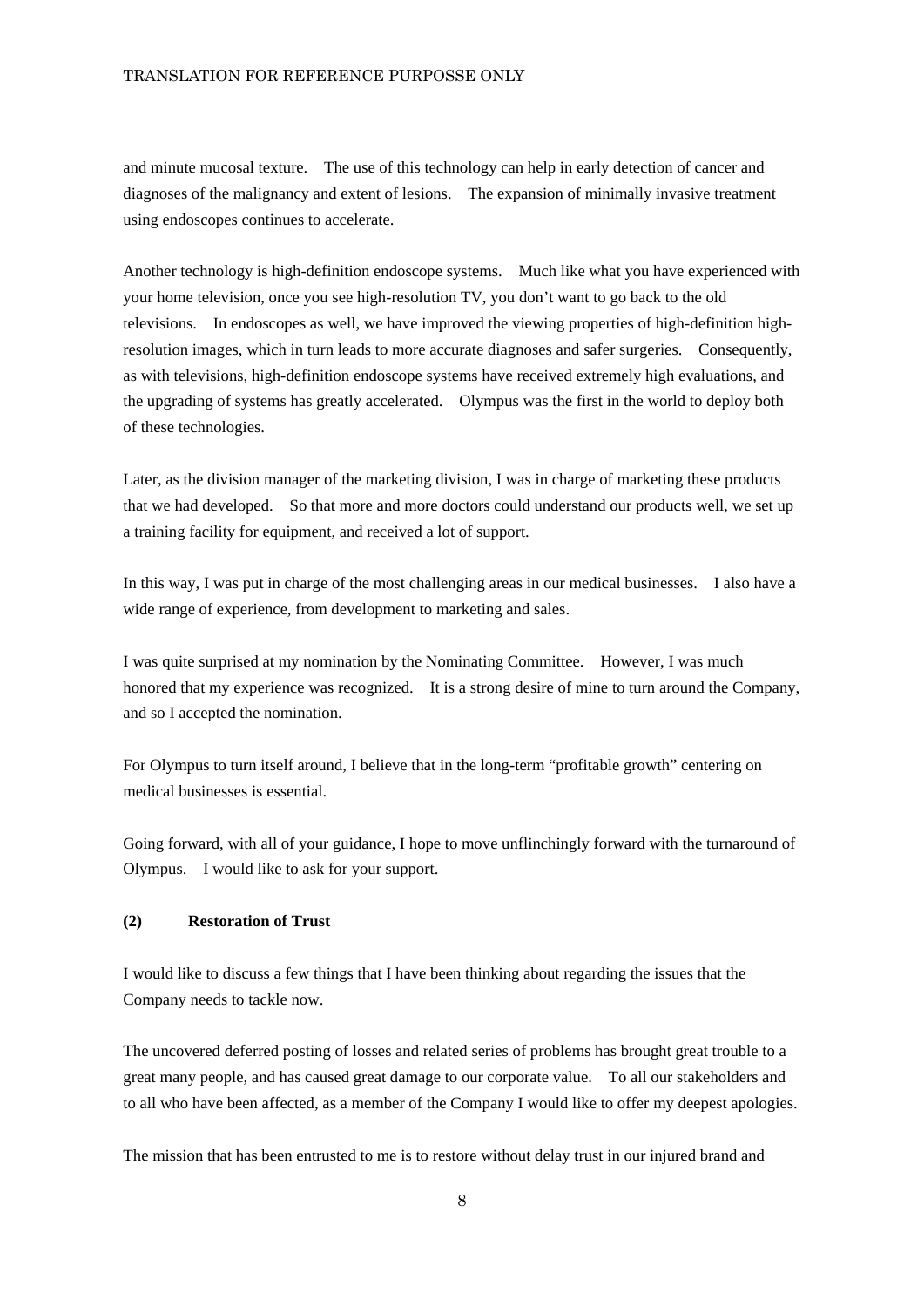and minute mucosal texture. The use of this technology can help in early detection of cancer and diagnoses of the malignancy and extent of lesions. The expansion of minimally invasive treatment using endoscopes continues to accelerate.

Another technology is high-definition endoscope systems. Much like what you have experienced with your home television, once you see high-resolution TV, you don't want to go back to the old televisions. In endoscopes as well, we have improved the viewing properties of high-definition high-resolution images, which in turn leads to more accurate diagnoses and safer surgeries. Consequently, as with televisions, high-definition endoscope systems have received extremely high evaluations, and the upgrading of systems has greatly accelerated. Olympus was the first in the world to deploy both of these technologies.

Later, as the division manager of the marketing division, I was in charge of marketing these products that we had developed. So that more and more doctors could understand our products well, we set up a training facility for equipment, and received a lot of support.

In this way, I was put in charge of the most challenging areas in our medical businesses. I also have a wide range of experience, from development to marketing and sales.

I was quite surprised at my nomination by the Nominating Committee. However, I was much honored that my experience was recognized. It is a strong desire of mine to turn around the Company, and so I accepted the nomination.

For Olympus to turn itself around, I believe that in the long-term "profitable growth" centering on medical businesses is essential.

Going forward, with all of your guidance, I hope to move unflinchingly forward with the turnaround of Olympus. I would like to ask for your support.

**(2) Restoration of Trust**

I would like to discuss a few things that I have been thinking about regarding the issues that the Company needs to tackle now.

The uncovered deferred posting of losses and related series of problems has brought great trouble to a great many people, and has caused great damage to our corporate value. To all our stakeholders and to all who have been affected, as a member of the Company I would like to offer my deepest apologies.

The mission that has been entrusted to me is to restore without delay trust in our injured brand and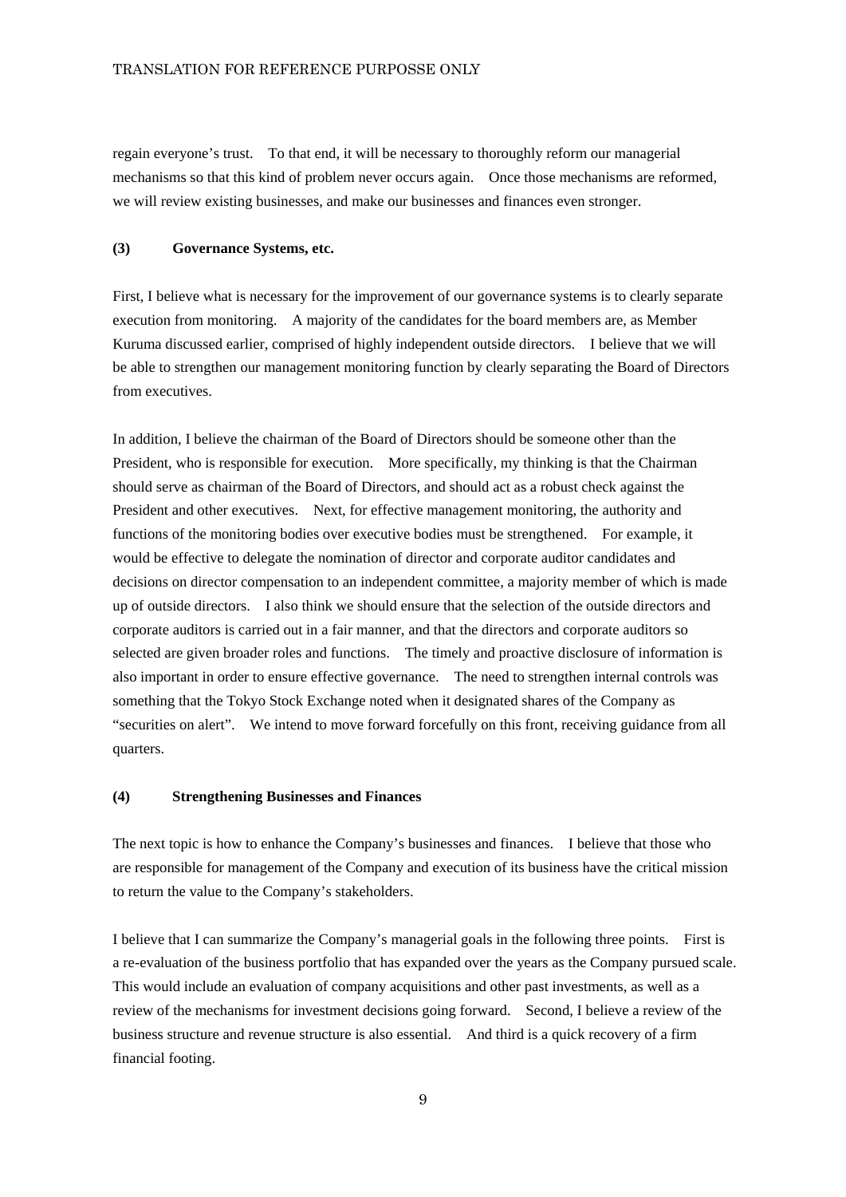regain everyone's trust. To that end, it will be necessary to thoroughly reform our managerial mechanisms so that this kind of problem never occurs again. Once those mechanisms are reformed, we will review existing businesses, and make our businesses and finances even stronger.

**(3) Governance Systems, etc.**

First, I believe what is necessary for the improvement of our governance systems is to clearly separate execution from monitoring. A majority of the candidates for the board members are, as Member Kuruma discussed earlier, comprised of highly independent outside directors. I believe that we will be able to strengthen our management monitoring function by clearly separating the Board of Directors from executives.

In addition, I believe the chairman of the Board of Directors should be someone other than the President, who is responsible for execution. More specifically, my thinking is that the Chairman should serve as chairman of the Board of Directors, and should act as a robust check against the President and other executives. Next, for effective management monitoring, the authority and functions of the monitoring bodies over executive bodies must be strengthened. For example, it would be effective to delegate the nomination of director and corporate auditor candidates and decisions on director compensation to an independent committee, a majority member of which is made up of outside directors. I also think we should ensure that the selection of the outside directors and corporate auditors is carried out in a fair manner, and that the directors and corporate auditors so selected are given broader roles and functions. The timely and proactive disclosure of information is also important in order to ensure effective governance. The need to strengthen internal controls was something that the Tokyo Stock Exchange noted when it designated shares of the Company as "securities on alert". We intend to move forward forcefully on this front, receiving guidance from all quarters.

**(4) Strengthening Businesses and Finances**

The next topic is how to enhance the Company's businesses and finances. I believe that those who are responsible for management of the Company and execution of its business have the critical mission to return the value to the Company's stakeholders.

I believe that I can summarize the Company's managerial goals in the following three points. First is a re-evaluation of the business portfolio that has expanded over the years as the Company pursued scale. This would include an evaluation of company acquisitions and other past investments, as well as a review of the mechanisms for investment decisions going forward. Second, I believe a review of the business structure and revenue structure is also essential. And third is a quick recovery of a firm financial footing.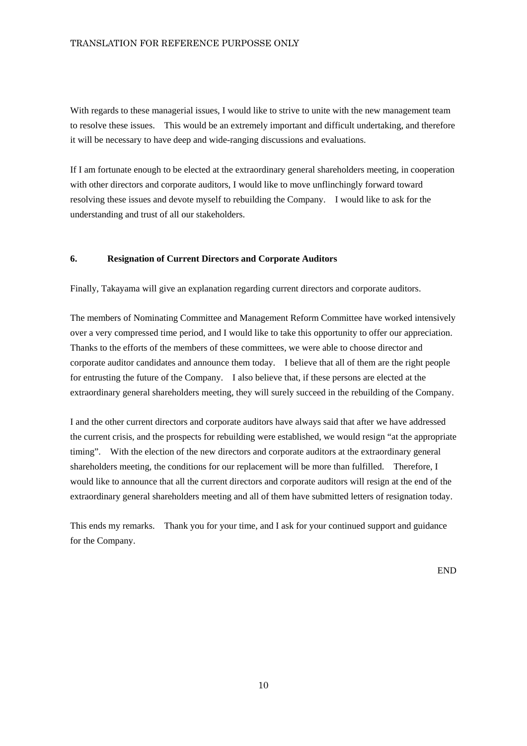With regards to these managerial issues, I would like to strive to unite with the new management team to resolve these issues. This would be an extremely important and difficult undertaking, and therefore it will be necessary to have deep and wide-ranging discussions and evaluations.

If I am fortunate enough to be elected at the extraordinary general shareholders meeting, in cooperation with other directors and corporate auditors, I would like to move unflinchingly forward toward resolving these issues and devote myself to rebuilding the Company. I would like to ask for the understanding and trust of all our stakeholders.

## 6. Resignation of Current Directors and Corporate Auditors

Finally, Takayama will give an explanation regarding current directors and corporate auditors.

The members of Nominating Committee and Management Reform Committee have worked intensively over a very compressed time period, and I would like to take this opportunity to offer our appreciation. Thanks to the efforts of the members of these committees, we were able to choose director and corporate auditor candidates and announce them today. I believe that all of them are the right people for entrusting the future of the Company. I also believe that, if these persons are elected at the extraordinary general shareholders meeting, they will surely succeed in the rebuilding of the Company.

I and the other current directors and corporate auditors have always said that after we have addressed the current crisis, and the prospects for rebuilding were established, we would resign "at the appropriate timing". With the election of the new directors and corporate auditors at the extraordinary general shareholders meeting, the conditions for our replacement will be more than fulfilled. Therefore, I would like to announce that all the current directors and corporate auditors will resign at the end of the extraordinary general shareholders meeting and all of them have submitted letters of resignation today.

This ends my remarks. Thank you for your time, and I ask for your continued support and guidance for the Company.

END